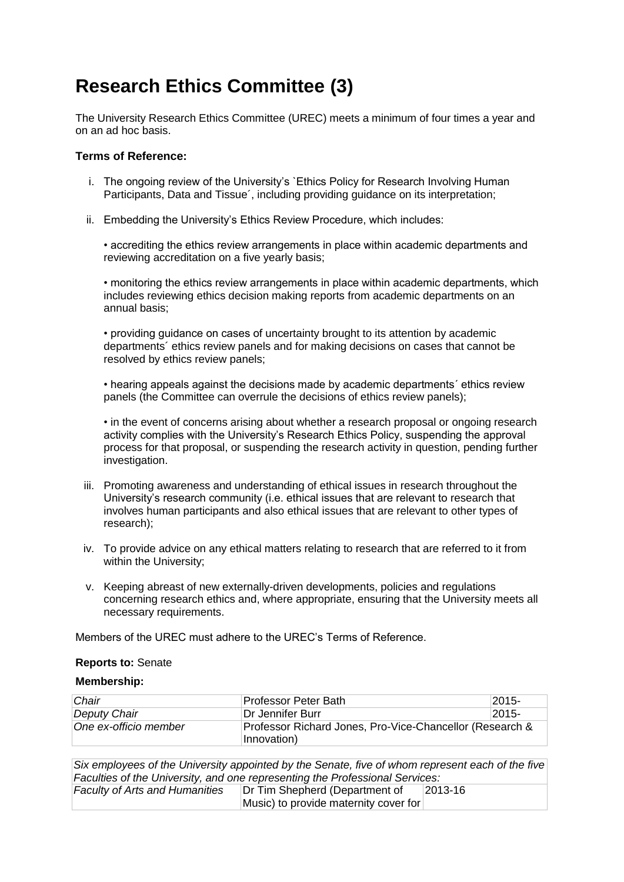# Research Ethics Committee (3)

The University Research Ethics Committee (UREC) meets a minimum of four times a year and on an ad hoc basis.

**Terms of Reference:**

i. The ongoing review of the University's `Ethics Policy for Research Involving Human Participants, Data and Tissue´, including providing guidance on its interpretation;

ii. Embedding the University's Ethics Review Procedure, which includes:

   • accrediting the ethics review arrangements in place within academic departments and reviewing accreditation on a five yearly basis;

   • monitoring the ethics review arrangements in place within academic departments, which includes reviewing ethics decision making reports from academic departments on an annual basis;

   • providing guidance on cases of uncertainty brought to its attention by academic departments´ ethics review panels and for making decisions on cases that cannot be resolved by ethics review panels;

   • hearing appeals against the decisions made by academic departments´ ethics review panels (the Committee can overrule the decisions of ethics review panels);

   • in the event of concerns arising about whether a research proposal or ongoing research activity complies with the University's Research Ethics Policy, suspending the approval process for that proposal, or suspending the research activity in question, pending further investigation.

iii. Promoting awareness and understanding of ethical issues in research throughout the University's research community (i.e. ethical issues that are relevant to research that involves human participants and also ethical issues that are relevant to other types of research);

iv. To provide advice on any ethical matters relating to research that are referred to it from within the University;

v. Keeping abreast of new externally-driven developments, policies and regulations concerning research ethics and, where appropriate, ensuring that the University meets all necessary requirements.

Members of the UREC must adhere to the UREC's Terms of Reference.

**Reports to:** Senate

**Membership:**

| | | |
|---|---|---|
| *Chair* | Professor Peter Bath | 2015- |
| *Deputy Chair* | Dr Jennifer Burr | 2015- |
| *One ex-officio member* | Professor Richard Jones, Pro-Vice-Chancellor (Research & Innovation) | |

| *Six employees of the University appointed by the Senate, five of whom represent each of the five Faculties of the University, and one representing the Professional Services:* | | |
|---|---|---|
| *Faculty of Arts and Humanities* | Dr Tim Shepherd (Department of Music) to provide maternity cover for | 2013-16 |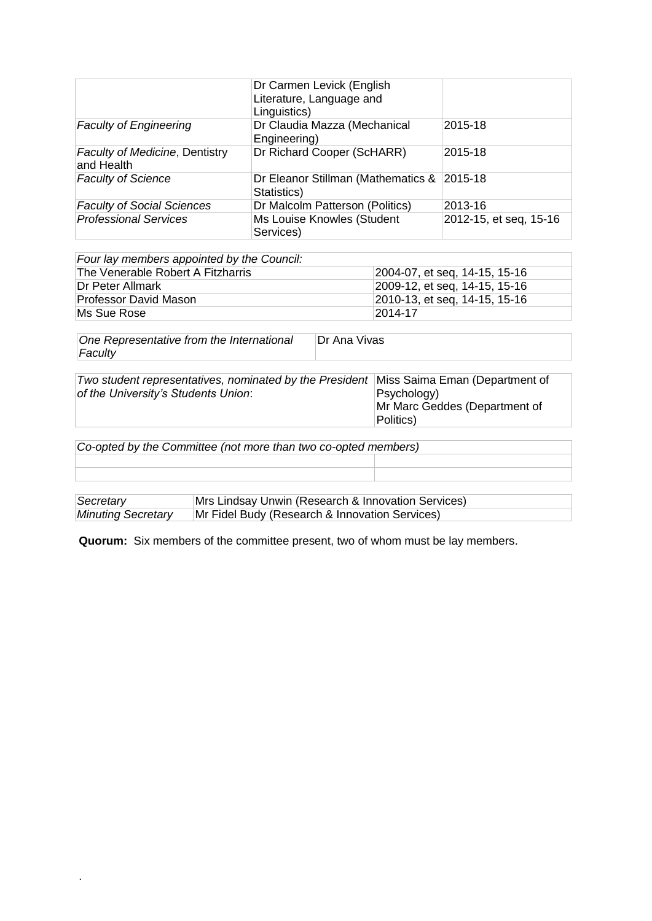| | | |
|---|---|---|
| | Dr Carmen Levick (English Literature, Language and Linguistics) | |
| *Faculty of Engineering* | Dr Claudia Mazza (Mechanical Engineering) | 2015-18 |
| *Faculty of Medicine*, Dentistry and Health | Dr Richard Cooper (ScHARR) | 2015-18 |
| *Faculty of Science* | Dr Eleanor Stillman (Mathematics & Statistics) | 2015-18 |
| *Faculty of Social Sciences* | Dr Malcolm Patterson (Politics) | 2013-16 |
| *Professional Services* | Ms Louise Knowles (Student Services) | 2012-15, et seq, 15-16 |

| *Four lay members appointed by the Council:* | |
|---|---|
| The Venerable Robert A Fitzharris | 2004-07, et seq, 14-15, 15-16 |
| Dr Peter Allmark | 2009-12, et seq, 14-15, 15-16 |
| Professor David Mason | 2010-13, et seq, 14-15, 15-16 |
| Ms Sue Rose | 2014-17 |

| | |
|---|---|
| *One Representative from the International Faculty* | Dr Ana Vivas |

| | |
|---|---|
| *Two student representatives, nominated by the President of the University's Students Union*: | Miss Saima Eman (Department of Psychology)<br>Mr Marc Geddes (Department of Politics) |

| *Co-opted by the Committee (not more than two co-opted members)* | |
|---|---|
| | |
| | |

| | |
|---|---|
| *Secretary* | Mrs Lindsay Unwin (Research & Innovation Services) |
| *Minuting Secretary* | Mr Fidel Budy (Research & Innovation Services) |

**Quorum:** Six members of the committee present, two of whom must be lay members.